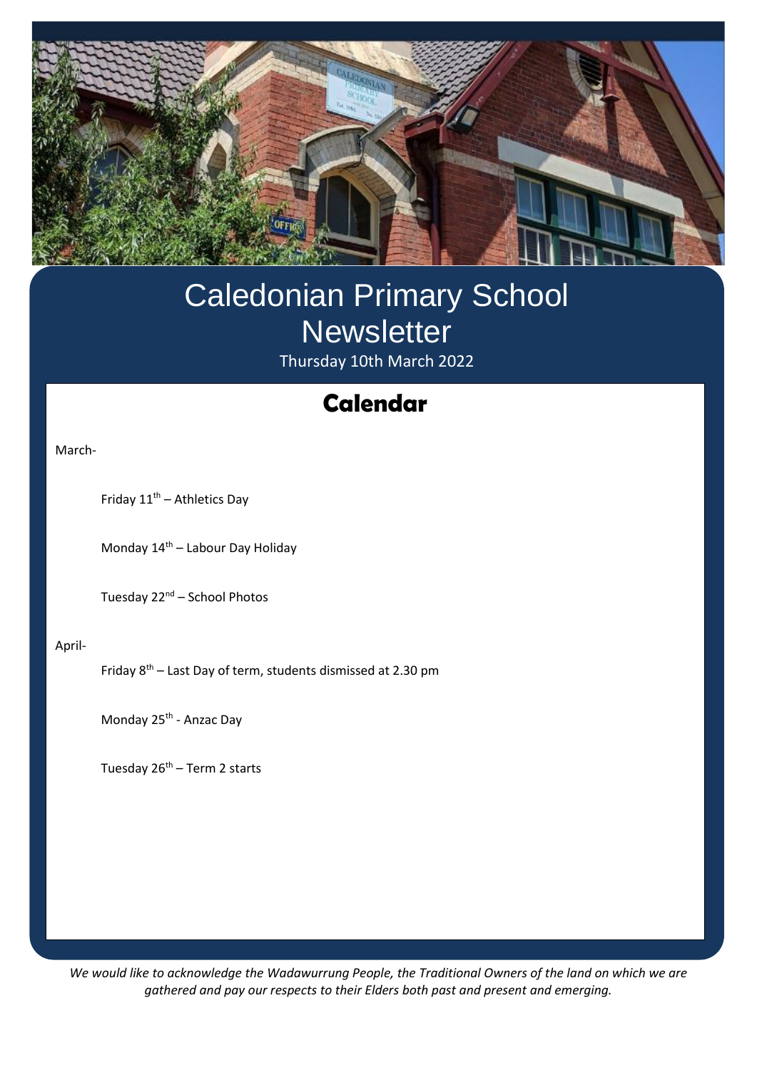# Caledonian Primary School Newsletter

Thursday 10th March 2022

## Calendar

March-

Friday 11th – Athletics Day

Monday 14th – Labour Day Holiday

Tuesday 22nd – School Photos

April-

Friday 8th – Last Day of term, students dismissed at 2.30 pm

Monday 25th - Anzac Day

Tuesday 26th – Term 2 starts

*We would like to acknowledge the Wadawurrung People, the Traditional Owners of the land on which we are gathered and pay our respects to their Elders both past and present and emerging.*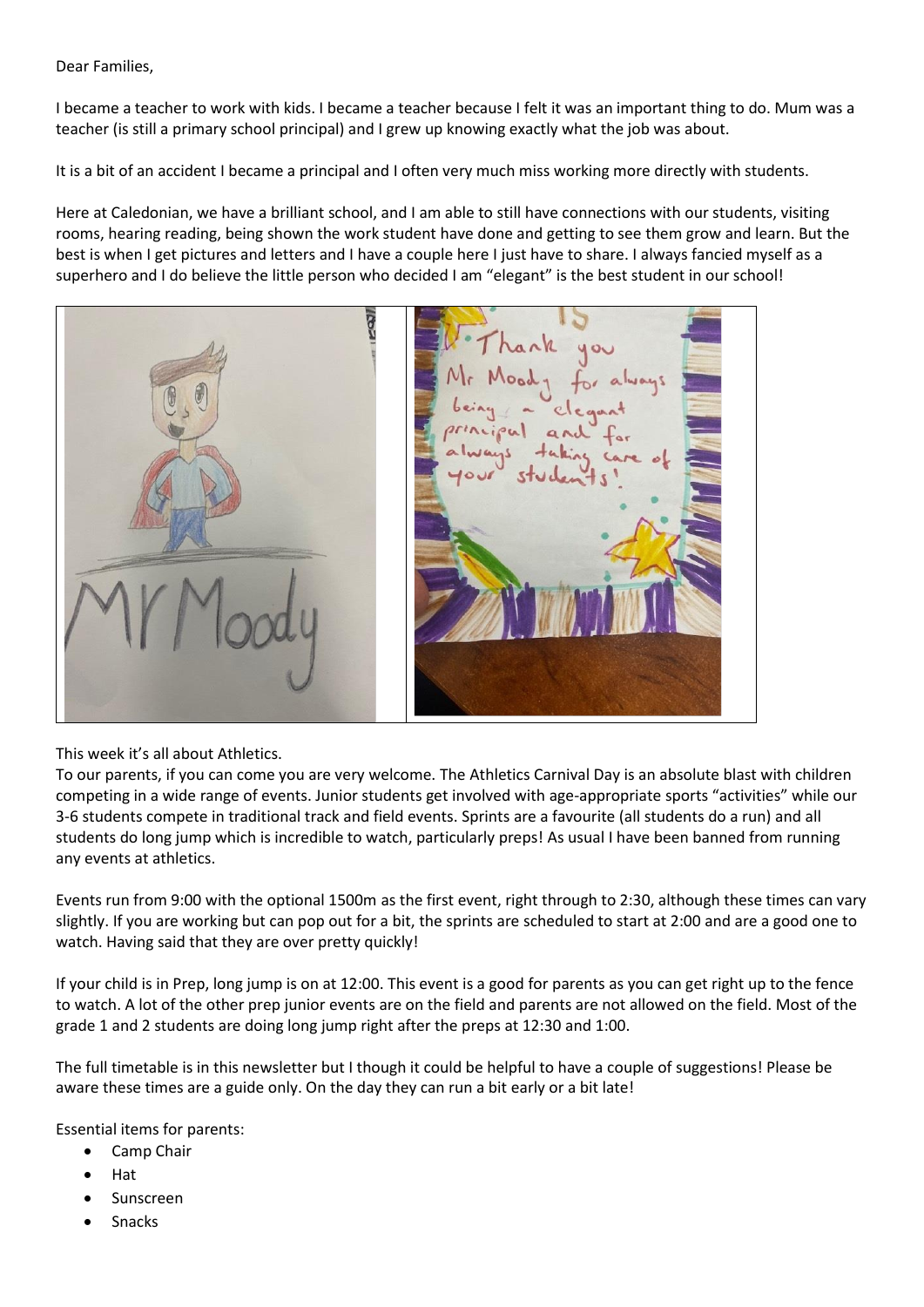Dear Families,

I became a teacher to work with kids. I became a teacher because I felt it was an important thing to do. Mum was a teacher (is still a primary school principal) and I grew up knowing exactly what the job was about.

It is a bit of an accident I became a principal and I often very much miss working more directly with students.

Here at Caledonian, we have a brilliant school, and I am able to still have connections with our students, visiting rooms, hearing reading, being shown the work student have done and getting to see them grow and learn. But the best is when I get pictures and letters and I have a couple here I just have to share. I always fancied myself as a superhero and I do believe the little person who decided I am "elegant" is the best student in our school!

This week it's all about Athletics.

To our parents, if you can come you are very welcome. The Athletics Carnival Day is an absolute blast with children competing in a wide range of events. Junior students get involved with age-appropriate sports "activities" while our 3-6 students compete in traditional track and field events. Sprints are a favourite (all students do a run) and all students do long jump which is incredible to watch, particularly preps! As usual I have been banned from running any events at athletics.

Events run from 9:00 with the optional 1500m as the first event, right through to 2:30, although these times can vary slightly. If you are working but can pop out for a bit, the sprints are scheduled to start at 2:00 and are a good one to watch. Having said that they are over pretty quickly!

If your child is in Prep, long jump is on at 12:00. This event is a good for parents as you can get right up to the fence to watch. A lot of the other prep junior events are on the field and parents are not allowed on the field. Most of the grade 1 and 2 students are doing long jump right after the preps at 12:30 and 1:00.

The full timetable is in this newsletter but I though it could be helpful to have a couple of suggestions! Please be aware these times are a guide only. On the day they can run a bit early or a bit late!

Essential items for parents:

- Camp Chair
- Hat
- Sunscreen
- Snacks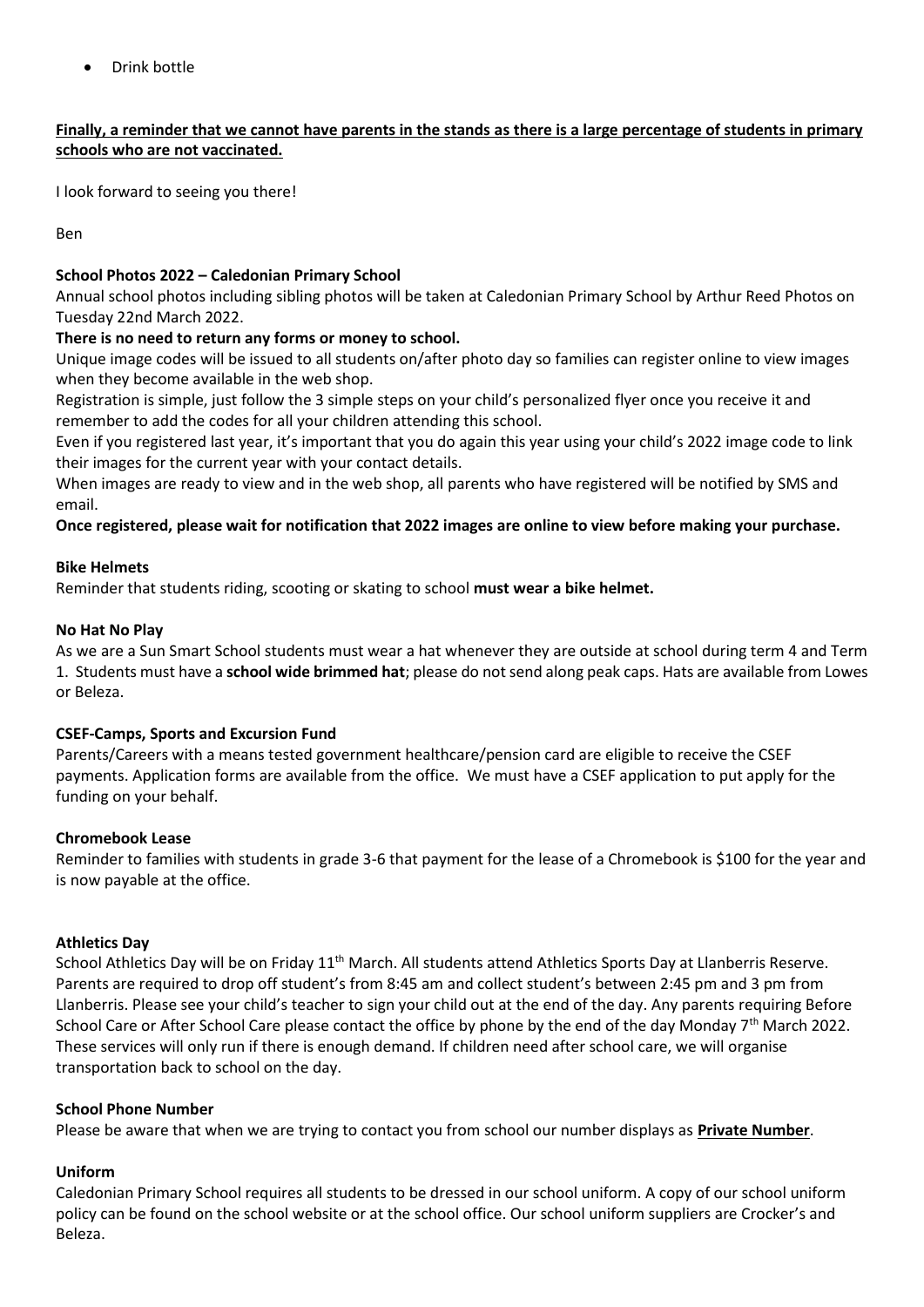- Drink bottle

**Finally, a reminder that we cannot have parents in the stands as there is a large percentage of students in primary schools who are not vaccinated.**

I look forward to seeing you there!

Ben

**School Photos 2022 – Caledonian Primary School**

Annual school photos including sibling photos will be taken at Caledonian Primary School by Arthur Reed Photos on Tuesday 22nd March 2022.

**There is no need to return any forms or money to school.**

Unique image codes will be issued to all students on/after photo day so families can register online to view images when they become available in the web shop.

Registration is simple, just follow the 3 simple steps on your child's personalized flyer once you receive it and remember to add the codes for all your children attending this school.

Even if you registered last year, it's important that you do again this year using your child's 2022 image code to link their images for the current year with your contact details.

When images are ready to view and in the web shop, all parents who have registered will be notified by SMS and email.

**Once registered, please wait for notification that 2022 images are online to view before making your purchase.**

**Bike Helmets**

Reminder that students riding, scooting or skating to school **must wear a bike helmet.**

**No Hat No Play**

As we are a Sun Smart School students must wear a hat whenever they are outside at school during term 4 and Term 1. Students must have a **school wide brimmed hat**; please do not send along peak caps. Hats are available from Lowes or Beleza.

**CSEF-Camps, Sports and Excursion Fund**

Parents/Careers with a means tested government healthcare/pension card are eligible to receive the CSEF payments. Application forms are available from the office. We must have a CSEF application to put apply for the funding on your behalf.

**Chromebook Lease**

Reminder to families with students in grade 3-6 that payment for the lease of a Chromebook is $100 for the year and is now payable at the office.

**Athletics Day**

School Athletics Day will be on Friday 11th March. All students attend Athletics Sports Day at Llanberris Reserve. Parents are required to drop off student's from 8:45 am and collect student's between 2:45 pm and 3 pm from Llanberris. Please see your child's teacher to sign your child out at the end of the day. Any parents requiring Before School Care or After School Care please contact the office by phone by the end of the day Monday 7th March 2022. These services will only run if there is enough demand. If children need after school care, we will organise transportation back to school on the day.

**School Phone Number**

Please be aware that when we are trying to contact you from school our number displays as **Private Number**.

**Uniform**

Caledonian Primary School requires all students to be dressed in our school uniform. A copy of our school uniform policy can be found on the school website or at the school office. Our school uniform suppliers are Crocker's and Beleza.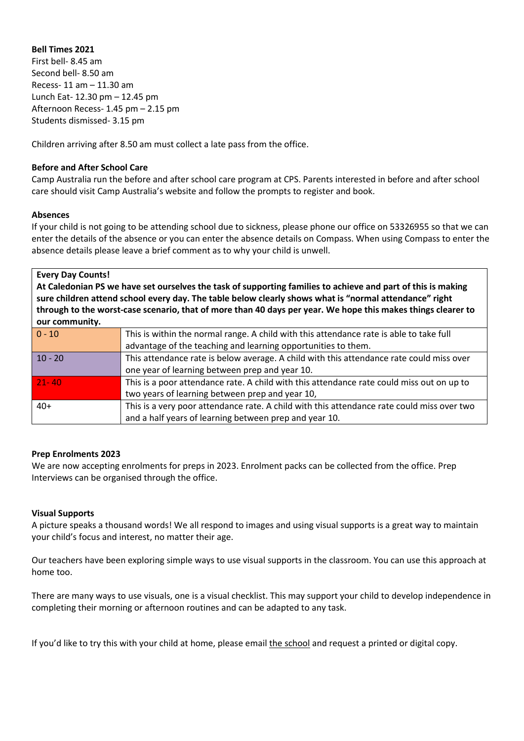**Bell Times 2021**

First bell- 8.45 am
Second bell- 8.50 am
Recess- 11 am – 11.30 am
Lunch Eat- 12.30 pm – 12.45 pm
Afternoon Recess- 1.45 pm – 2.15 pm
Students dismissed- 3.15 pm

Children arriving after 8.50 am must collect a late pass from the office.

**Before and After School Care**

Camp Australia run the before and after school care program at CPS. Parents interested in before and after school care should visit Camp Australia's website and follow the prompts to register and book.

**Absences**

If your child is not going to be attending school due to sickness, please phone our office on 53326955 so that we can enter the details of the absence or you can enter the absence details on Compass. When using Compass to enter the absence details please leave a brief comment as to why your child is unwell.

**Every Day Counts!**

**At Caledonian PS we have set ourselves the task of supporting families to achieve and part of this is making sure children attend school every day. The table below clearly shows what is "normal attendance" right through to the worst-case scenario, that of more than 40 days per year. We hope this makes things clearer to our community.**

| | |
|---|---|
| 0 - 10 | This is within the normal range. A child with this attendance rate is able to take full advantage of the teaching and learning opportunities to them. |
| 10 - 20 | This attendance rate is below average. A child with this attendance rate could miss over one year of learning between prep and year 10. |
| 21- 40 | This is a poor attendance rate. A child with this attendance rate could miss out on up to two years of learning between prep and year 10, |
| 40+ | This is a very poor attendance rate. A child with this attendance rate could miss over two and a half years of learning between prep and year 10. |

**Prep Enrolments 2023**

We are now accepting enrolments for preps in 2023. Enrolment packs can be collected from the office. Prep Interviews can be organised through the office.

**Visual Supports**

A picture speaks a thousand words! We all respond to images and using visual supports is a great way to maintain your child's focus and interest, no matter their age.

Our teachers have been exploring simple ways to use visual supports in the classroom. You can use this approach at home too.

There are many ways to use visuals, one is a visual checklist. This may support your child to develop independence in completing their morning or afternoon routines and can be adapted to any task.

If you'd like to try this with your child at home, please email the school and request a printed or digital copy.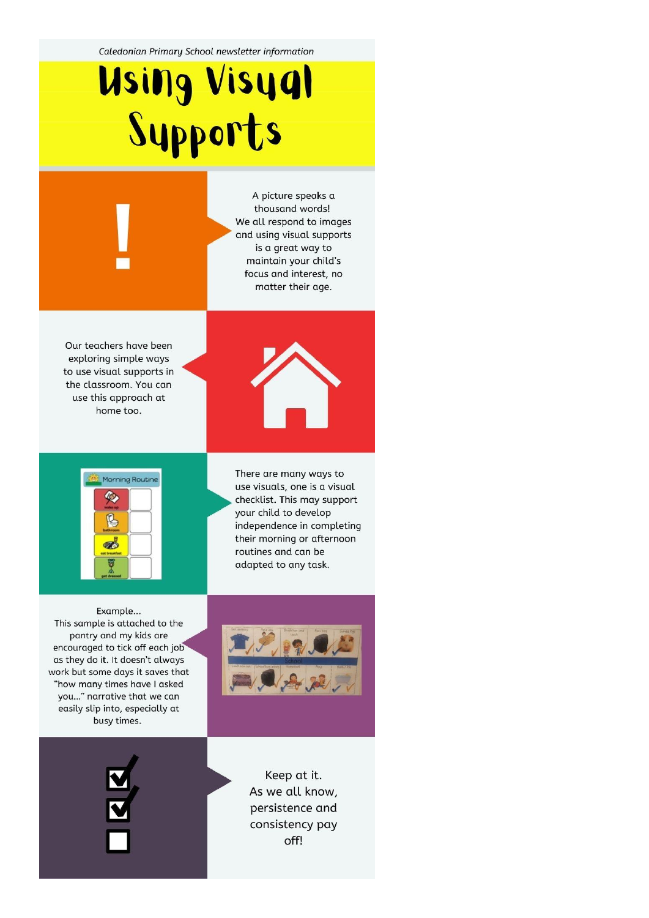*Caledonian Primary School newsletter information*

# Using Visual Supports

A picture speaks a thousand words! We all respond to images and using visual supports is a great way to maintain your child's focus and interest, no matter their age.

Our teachers have been exploring simple ways to use visual supports in the classroom. You can use this approach at home too.

There are many ways to use visuals, one is a visual checklist. This may support your child to develop independence in completing their morning or afternoon routines and can be adapted to any task.

Example...
This sample is attached to the pantry and my kids are encouraged to tick off each job as they do it. It doesn't always work but some days it saves that "how many times have I asked you..." narrative that we can easily slip into, especially at busy times.

Keep at it.
As we all know, persistence and consistency pay off!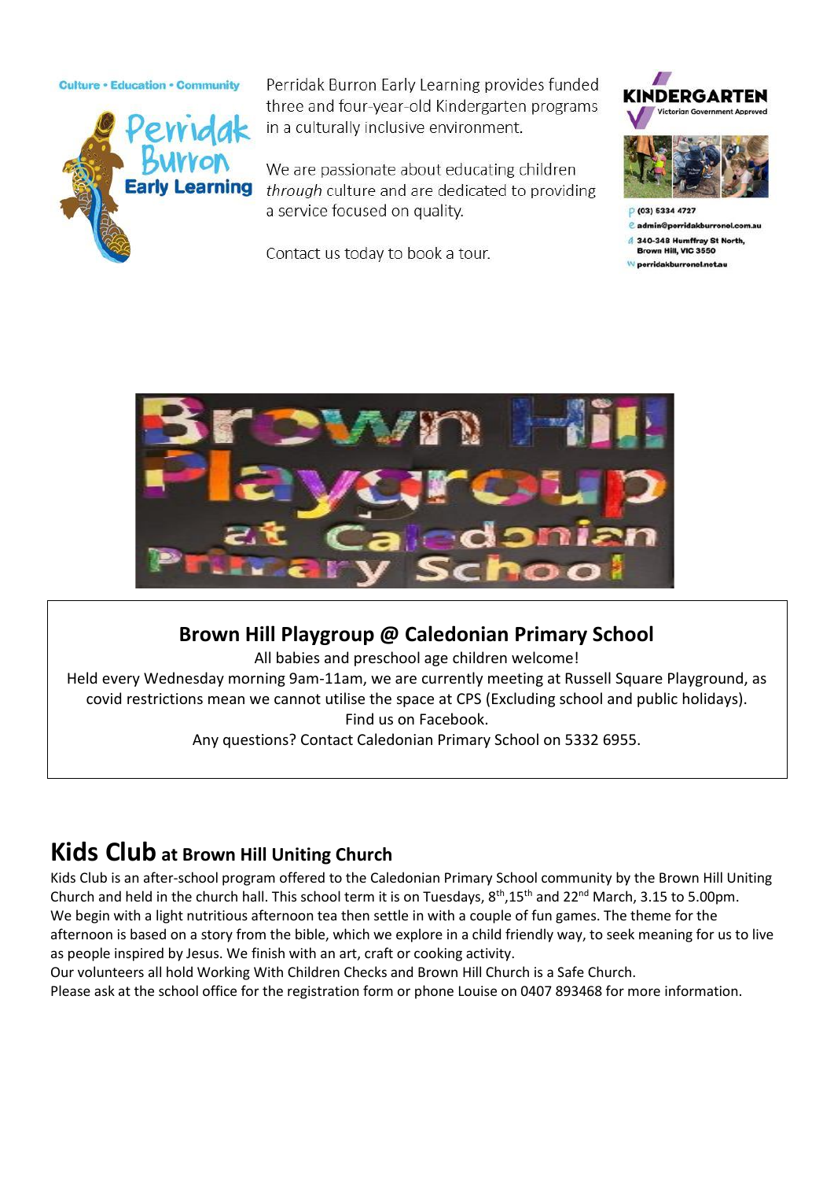Culture • Education • Community

Perridak Burron Early Learning

Perridak Burron Early Learning provides funded three and four-year-old Kindergarten programs in a culturally inclusive environment.

We are passionate about educating children *through* culture and are dedicated to providing a service focused on quality.

Contact us today to book a tour.

KINDERGARTEN
Victorian Government Approved

P (03) 5334 4727
E admin@perridakburronel.com.au
A 340-348 Humffray St North, Brown Hill, VIC 3550
W perridakburronel.net.au

Brown Hill Playgroup at Caledonian Primary School

## Brown Hill Playgroup @ Caledonian Primary School

All babies and preschool age children welcome!

Held every Wednesday morning 9am-11am, we are currently meeting at Russell Square Playground, as covid restrictions mean we cannot utilise the space at CPS (Excluding school and public holidays).

Find us on Facebook.

Any questions? Contact Caledonian Primary School on 5332 6955.

## Kids Club at Brown Hill Uniting Church

Kids Club is an after-school program offered to the Caledonian Primary School community by the Brown Hill Uniting Church and held in the church hall. This school term it is on Tuesdays, 8th,15th and 22nd March, 3.15 to 5.00pm. We begin with a light nutritious afternoon tea then settle in with a couple of fun games. The theme for the afternoon is based on a story from the bible, which we explore in a child friendly way, to seek meaning for us to live as people inspired by Jesus. We finish with an art, craft or cooking activity.

Our volunteers all hold Working With Children Checks and Brown Hill Church is a Safe Church.

Please ask at the school office for the registration form or phone Louise on 0407 893468 for more information.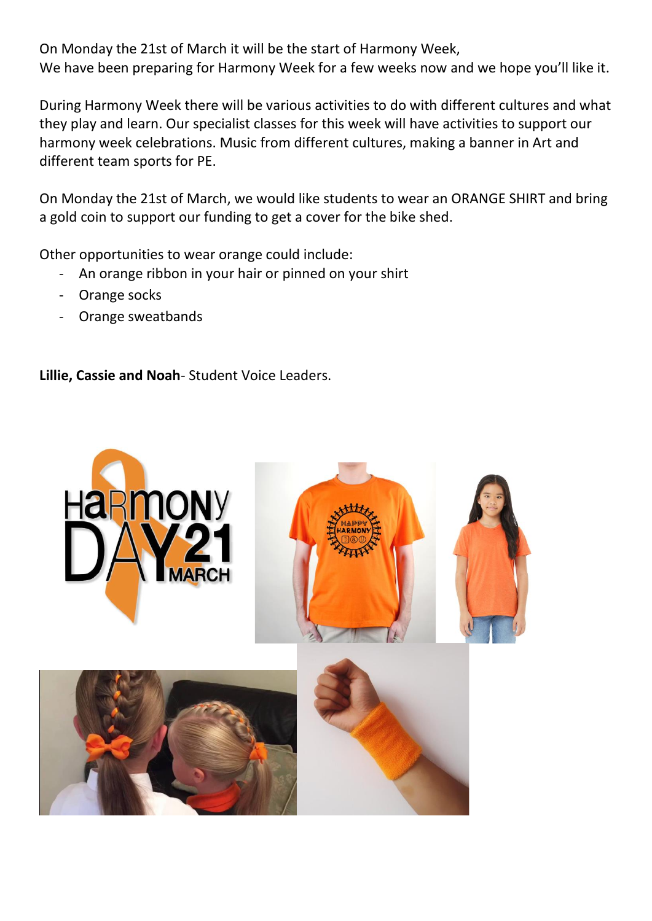On Monday the 21st of March it will be the start of Harmony Week,
We have been preparing for Harmony Week for a few weeks now and we hope you'll like it.

During Harmony Week there will be various activities to do with different cultures and what they play and learn. Our specialist classes for this week will have activities to support our harmony week celebrations. Music from different cultures, making a banner in Art and different team sports for PE.

On Monday the 21st of March, we would like students to wear an ORANGE SHIRT and bring a gold coin to support our funding to get a cover for the bike shed.

Other opportunities to wear orange could include:

- An orange ribbon in your hair or pinned on your shirt
- Orange socks
- Orange sweatbands

**Lillie, Cassie and Noah**- Student Voice Leaders.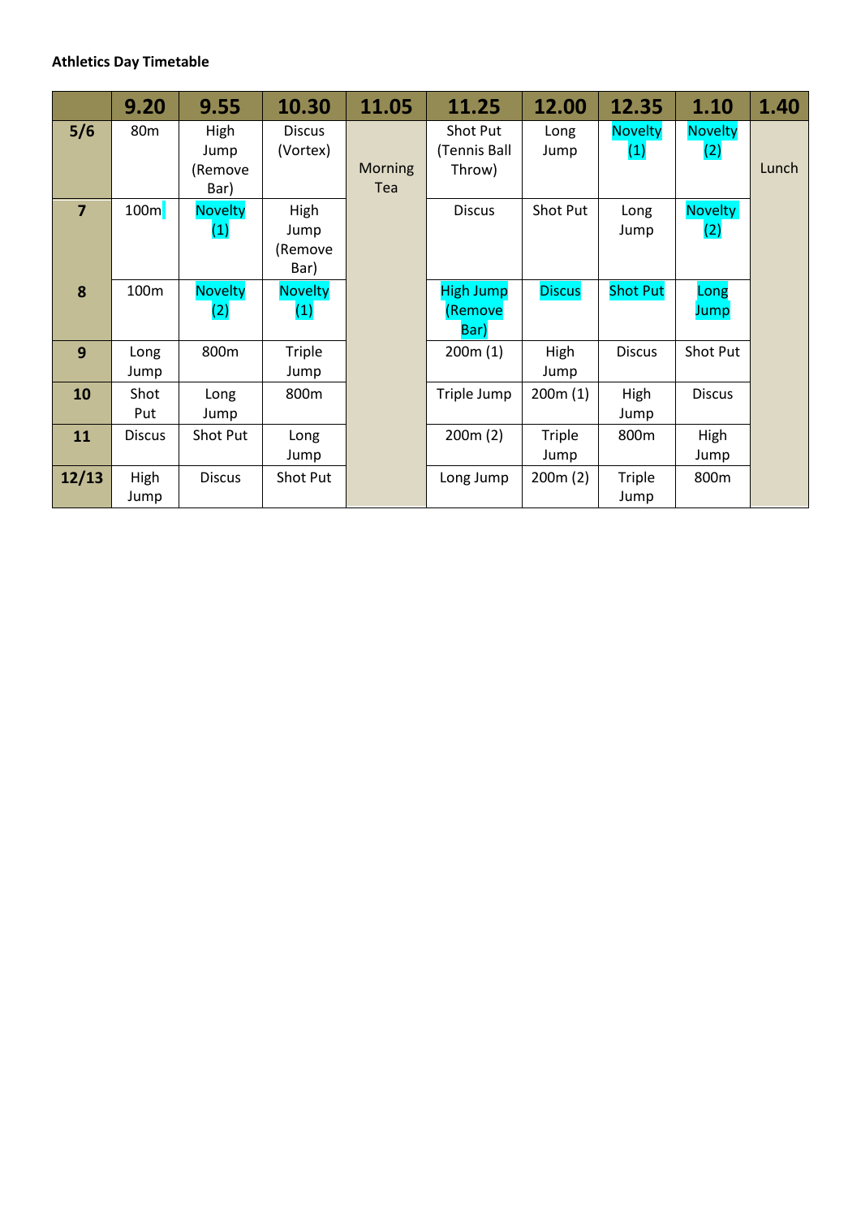**Athletics Day Timetable**

| | 9.20 | 9.55 | 10.30 | 11.05 | 11.25 | 12.00 | 12.35 | 1.10 | 1.40 |
|---|---|---|---|---|---|---|---|---|---|
| **5/6** | 80m | High Jump (Remove Bar) | Discus (Vortex) | Morning Tea | Shot Put (Tennis Ball Throw) | Long Jump | Novelty (1) | Novelty (2) | Lunch |
| **7** | 100m | Novelty (1) | High Jump (Remove Bar) | | Discus | Shot Put | Long Jump | Novelty (2) | |
| **8** | 100m | Novelty (2) | Novelty (1) | | High Jump (Remove Bar) | Discus | Shot Put | Long Jump | |
| **9** | Long Jump | 800m | Triple Jump | | 200m (1) | High Jump | Discus | Shot Put | |
| **10** | Shot Put | Long Jump | 800m | | Triple Jump | 200m (1) | High Jump | Discus | |
| **11** | Discus | Shot Put | Long Jump | | 200m (2) | Triple Jump | 800m | High Jump | |
| **12/13** | High Jump | Discus | Shot Put | | Long Jump | 200m (2) | Triple Jump | 800m | |